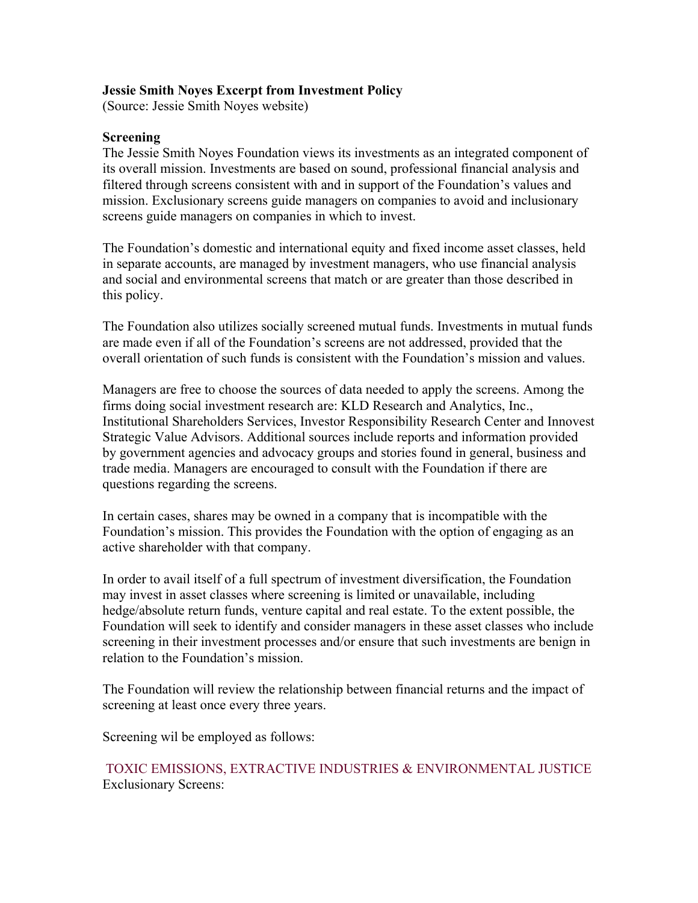**Jessie Smith Noyes Excerpt from Investment Policy**
(Source: Jessie Smith Noyes website)

**Screening**

The Jessie Smith Noyes Foundation views its investments as an integrated component of its overall mission. Investments are based on sound, professional financial analysis and filtered through screens consistent with and in support of the Foundation's values and mission. Exclusionary screens guide managers on companies to avoid and inclusionary screens guide managers on companies in which to invest.

The Foundation's domestic and international equity and fixed income asset classes, held in separate accounts, are managed by investment managers, who use financial analysis and social and environmental screens that match or are greater than those described in this policy.

The Foundation also utilizes socially screened mutual funds. Investments in mutual funds are made even if all of the Foundation's screens are not addressed, provided that the overall orientation of such funds is consistent with the Foundation's mission and values.

Managers are free to choose the sources of data needed to apply the screens. Among the firms doing social investment research are: KLD Research and Analytics, Inc., Institutional Shareholders Services, Investor Responsibility Research Center and Innovest Strategic Value Advisors. Additional sources include reports and information provided by government agencies and advocacy groups and stories found in general, business and trade media. Managers are encouraged to consult with the Foundation if there are questions regarding the screens.

In certain cases, shares may be owned in a company that is incompatible with the Foundation's mission. This provides the Foundation with the option of engaging as an active shareholder with that company.

In order to avail itself of a full spectrum of investment diversification, the Foundation may invest in asset classes where screening is limited or unavailable, including hedge/absolute return funds, venture capital and real estate. To the extent possible, the Foundation will seek to identify and consider managers in these asset classes who include screening in their investment processes and/or ensure that such investments are benign in relation to the Foundation's mission.

The Foundation will review the relationship between financial returns and the impact of screening at least once every three years.

Screening wil be employed as follows:

TOXIC EMISSIONS, EXTRACTIVE INDUSTRIES & ENVIRONMENTAL JUSTICE
Exclusionary Screens: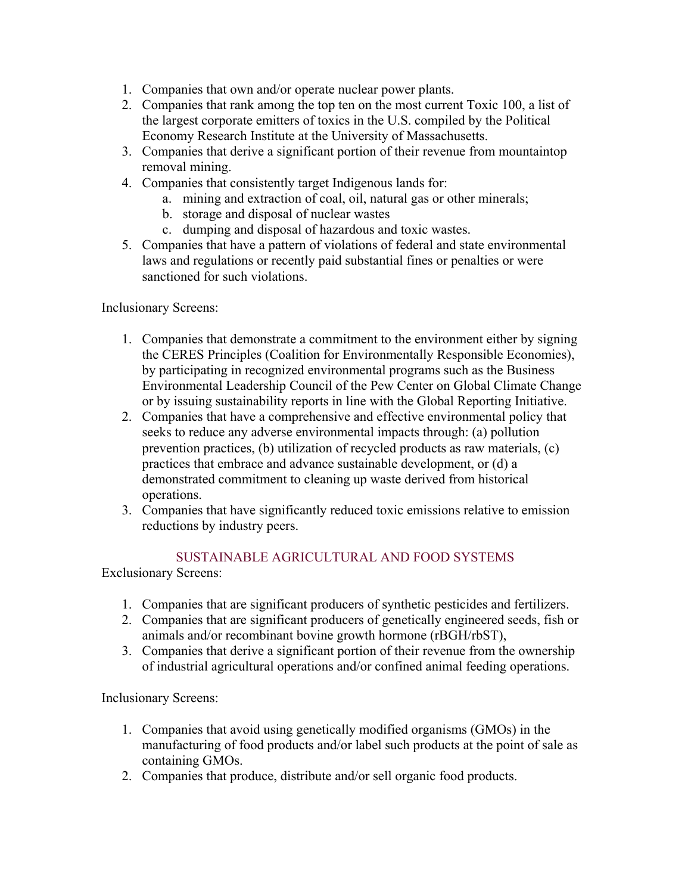1. Companies that own and/or operate nuclear power plants.
2. Companies that rank among the top ten on the most current Toxic 100, a list of the largest corporate emitters of toxics in the U.S. compiled by the Political Economy Research Institute at the University of Massachusetts.
3. Companies that derive a significant portion of their revenue from mountaintop removal mining.
4. Companies that consistently target Indigenous lands for:
   a. mining and extraction of coal, oil, natural gas or other minerals;
   b. storage and disposal of nuclear wastes
   c. dumping and disposal of hazardous and toxic wastes.
5. Companies that have a pattern of violations of federal and state environmental laws and regulations or recently paid substantial fines or penalties or were sanctioned for such violations.

Inclusionary Screens:

1. Companies that demonstrate a commitment to the environment either by signing the CERES Principles (Coalition for Environmentally Responsible Economies), by participating in recognized environmental programs such as the Business Environmental Leadership Council of the Pew Center on Global Climate Change or by issuing sustainability reports in line with the Global Reporting Initiative.
2. Companies that have a comprehensive and effective environmental policy that seeks to reduce any adverse environmental impacts through: (a) pollution prevention practices, (b) utilization of recycled products as raw materials, (c) practices that embrace and advance sustainable development, or (d) a demonstrated commitment to cleaning up waste derived from historical operations.
3. Companies that have significantly reduced toxic emissions relative to emission reductions by industry peers.

## SUSTAINABLE AGRICULTURAL AND FOOD SYSTEMS

Exclusionary Screens:

1. Companies that are significant producers of synthetic pesticides and fertilizers.
2. Companies that are significant producers of genetically engineered seeds, fish or animals and/or recombinant bovine growth hormone (rBGH/rbST),
3. Companies that derive a significant portion of their revenue from the ownership of industrial agricultural operations and/or confined animal feeding operations.

Inclusionary Screens:

1. Companies that avoid using genetically modified organisms (GMOs) in the manufacturing of food products and/or label such products at the point of sale as containing GMOs.
2. Companies that produce, distribute and/or sell organic food products.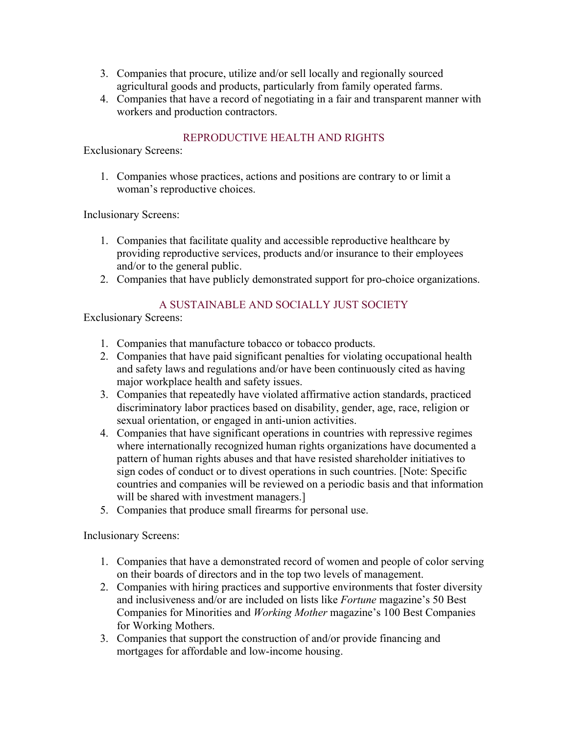3. Companies that procure, utilize and/or sell locally and regionally sourced agricultural goods and products, particularly from family operated farms.
4. Companies that have a record of negotiating in a fair and transparent manner with workers and production contractors.

## REPRODUCTIVE HEALTH AND RIGHTS

Exclusionary Screens:

1. Companies whose practices, actions and positions are contrary to or limit a woman's reproductive choices.

Inclusionary Screens:

1. Companies that facilitate quality and accessible reproductive healthcare by providing reproductive services, products and/or insurance to their employees and/or to the general public.
2. Companies that have publicly demonstrated support for pro-choice organizations.

## A SUSTAINABLE AND SOCIALLY JUST SOCIETY

Exclusionary Screens:

1. Companies that manufacture tobacco or tobacco products.
2. Companies that have paid significant penalties for violating occupational health and safety laws and regulations and/or have been continuously cited as having major workplace health and safety issues.
3. Companies that repeatedly have violated affirmative action standards, practiced discriminatory labor practices based on disability, gender, age, race, religion or sexual orientation, or engaged in anti-union activities.
4. Companies that have significant operations in countries with repressive regimes where internationally recognized human rights organizations have documented a pattern of human rights abuses and that have resisted shareholder initiatives to sign codes of conduct or to divest operations in such countries. [Note: Specific countries and companies will be reviewed on a periodic basis and that information will be shared with investment managers.]
5. Companies that produce small firearms for personal use.

Inclusionary Screens:

1. Companies that have a demonstrated record of women and people of color serving on their boards of directors and in the top two levels of management.
2. Companies with hiring practices and supportive environments that foster diversity and inclusiveness and/or are included on lists like *Fortune* magazine's 50 Best Companies for Minorities and *Working Mother* magazine's 100 Best Companies for Working Mothers.
3. Companies that support the construction of and/or provide financing and mortgages for affordable and low-income housing.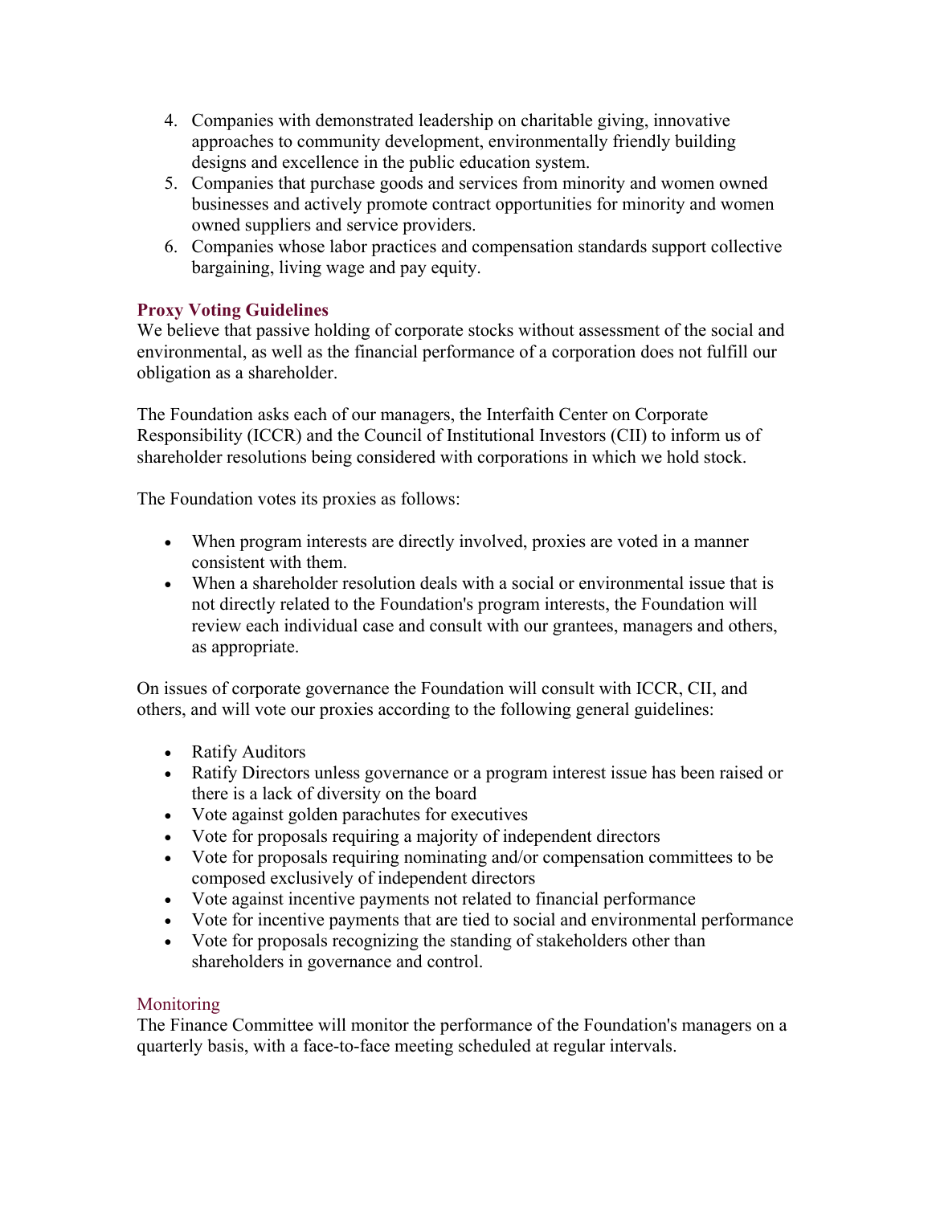4. Companies with demonstrated leadership on charitable giving, innovative approaches to community development, environmentally friendly building designs and excellence in the public education system.
5. Companies that purchase goods and services from minority and women owned businesses and actively promote contract opportunities for minority and women owned suppliers and service providers.
6. Companies whose labor practices and compensation standards support collective bargaining, living wage and pay equity.

### Proxy Voting Guidelines

We believe that passive holding of corporate stocks without assessment of the social and environmental, as well as the financial performance of a corporation does not fulfill our obligation as a shareholder.

The Foundation asks each of our managers, the Interfaith Center on Corporate Responsibility (ICCR) and the Council of Institutional Investors (CII) to inform us of shareholder resolutions being considered with corporations in which we hold stock.

The Foundation votes its proxies as follows:

- When program interests are directly involved, proxies are voted in a manner consistent with them.
- When a shareholder resolution deals with a social or environmental issue that is not directly related to the Foundation's program interests, the Foundation will review each individual case and consult with our grantees, managers and others, as appropriate.

On issues of corporate governance the Foundation will consult with ICCR, CII, and others, and will vote our proxies according to the following general guidelines:

- Ratify Auditors
- Ratify Directors unless governance or a program interest issue has been raised or there is a lack of diversity on the board
- Vote against golden parachutes for executives
- Vote for proposals requiring a majority of independent directors
- Vote for proposals requiring nominating and/or compensation committees to be composed exclusively of independent directors
- Vote against incentive payments not related to financial performance
- Vote for incentive payments that are tied to social and environmental performance
- Vote for proposals recognizing the standing of stakeholders other than shareholders in governance and control.

### Monitoring

The Finance Committee will monitor the performance of the Foundation's managers on a quarterly basis, with a face-to-face meeting scheduled at regular intervals.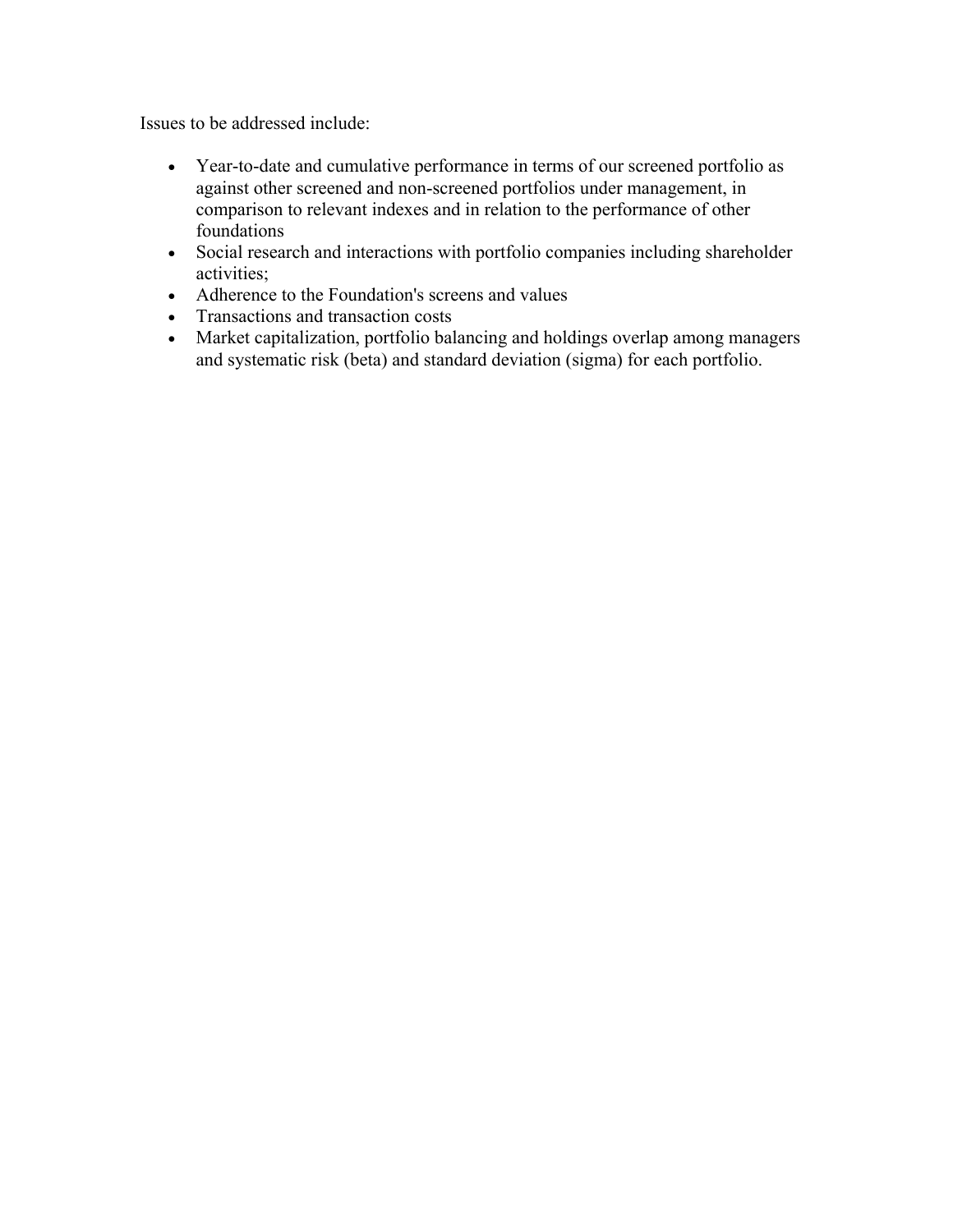Issues to be addressed include:

- Year-to-date and cumulative performance in terms of our screened portfolio as against other screened and non-screened portfolios under management, in comparison to relevant indexes and in relation to the performance of other foundations
- Social research and interactions with portfolio companies including shareholder activities;
- Adherence to the Foundation's screens and values
- Transactions and transaction costs
- Market capitalization, portfolio balancing and holdings overlap among managers and systematic risk (beta) and standard deviation (sigma) for each portfolio.